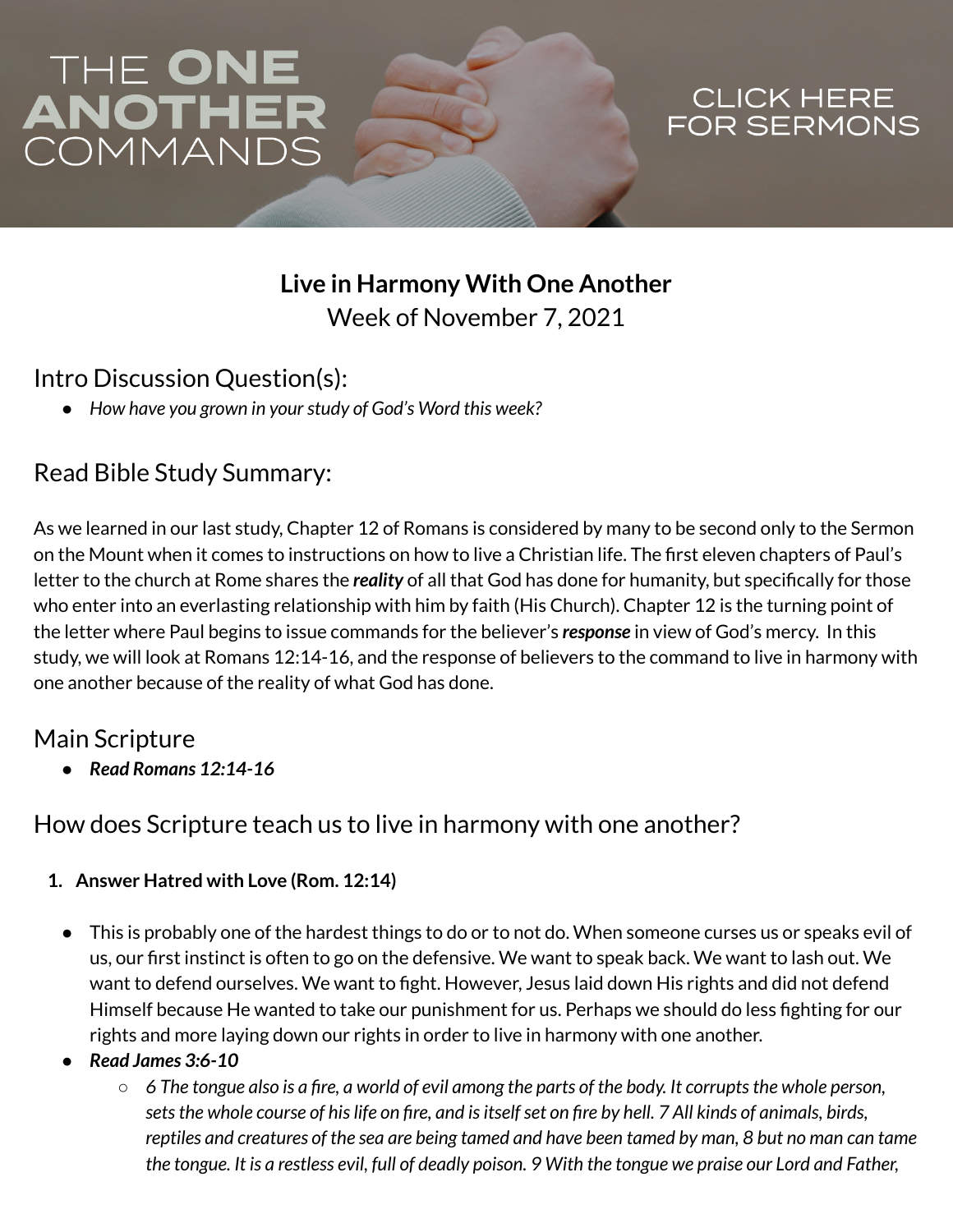# THE ONE ANOTHER COMMANDS

CLICK HERE FOR SERMONS

**Live in Harmony With One Another**
Week of November 7, 2021

## Intro Discussion Question(s):

- *How have you grown in your study of God's Word this week?*

## Read Bible Study Summary:

As we learned in our last study, Chapter 12 of Romans is considered by many to be second only to the Sermon on the Mount when it comes to instructions on how to live a Christian life. The first eleven chapters of Paul's letter to the church at Rome shares the ***reality*** of all that God has done for humanity, but specifically for those who enter into an everlasting relationship with him by faith (His Church). Chapter 12 is the turning point of the letter where Paul begins to issue commands for the believer's ***response*** in view of God's mercy. In this study, we will look at Romans 12:14-16, and the response of believers to the command to live in harmony with one another because of the reality of what God has done.

## Main Scripture

- ***Read Romans 12:14-16***

## How does Scripture teach us to live in harmony with one another?

1. **Answer Hatred with Love (Rom. 12:14)**

- This is probably one of the hardest things to do or to not do. When someone curses us or speaks evil of us, our first instinct is often to go on the defensive. We want to speak back. We want to lash out. We want to defend ourselves. We want to fight. However, Jesus laid down His rights and did not defend Himself because He wanted to take our punishment for us. Perhaps we should do less fighting for our rights and more laying down our rights in order to live in harmony with one another.
- ***Read James 3:6-10***
  - *6 The tongue also is a fire, a world of evil among the parts of the body. It corrupts the whole person, sets the whole course of his life on fire, and is itself set on fire by hell. 7 All kinds of animals, birds, reptiles and creatures of the sea are being tamed and have been tamed by man, 8 but no man can tame the tongue. It is a restless evil, full of deadly poison. 9 With the tongue we praise our Lord and Father,*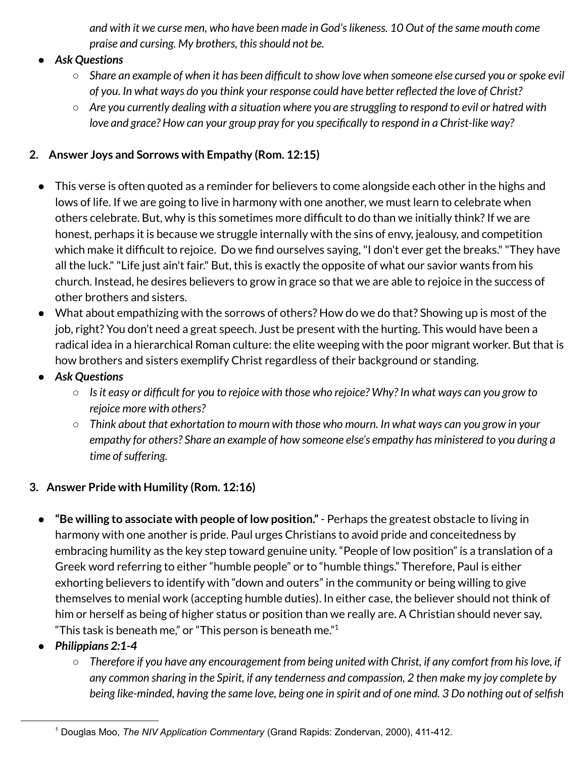*and with it we curse men, who have been made in God's likeness. 10 Out of the same mouth come praise and cursing. My brothers, this should not be.*

- ***Ask Questions***
  - *Share an example of when it has been difficult to show love when someone else cursed you or spoke evil of you. In what ways do you think your response could have better reflected the love of Christ?*
  - *Are you currently dealing with a situation where you are struggling to respond to evil or hatred with love and grace? How can your group pray for you specifically to respond in a Christ-like way?*

**2. Answer Joys and Sorrows with Empathy (Rom. 12:15)**

- This verse is often quoted as a reminder for believers to come alongside each other in the highs and lows of life. If we are going to live in harmony with one another, we must learn to celebrate when others celebrate. But, why is this sometimes more difficult to do than we initially think? If we are honest, perhaps it is because we struggle internally with the sins of envy, jealousy, and competition which make it difficult to rejoice. Do we find ourselves saying, "I don't ever get the breaks." "They have all the luck." "Life just ain't fair." But, this is exactly the opposite of what our savior wants from his church. Instead, he desires believers to grow in grace so that we are able to rejoice in the success of other brothers and sisters.
- What about empathizing with the sorrows of others? How do we do that? Showing up is most of the job, right? You don't need a great speech. Just be present with the hurting. This would have been a radical idea in a hierarchical Roman culture: the elite weeping with the poor migrant worker. But that is how brothers and sisters exemplify Christ regardless of their background or standing.
- ***Ask Questions***
  - *Is it easy or difficult for you to rejoice with those who rejoice? Why? In what ways can you grow to rejoice more with others?*
  - *Think about that exhortation to mourn with those who mourn. In what ways can you grow in your empathy for others? Share an example of how someone else's empathy has ministered to you during a time of suffering.*

**3. Answer Pride with Humility (Rom. 12:16)**

- **"Be willing to associate with people of low position."** - Perhaps the greatest obstacle to living in harmony with one another is pride. Paul urges Christians to avoid pride and conceitedness by embracing humility as the key step toward genuine unity. "People of low position" is a translation of a Greek word referring to either "humble people" or to "humble things." Therefore, Paul is either exhorting believers to identify with "down and outers" in the community or being willing to give themselves to menial work (accepting humble duties). In either case, the believer should not think of him or herself as being of higher status or position than we really are. A Christian should never say, "This task is beneath me," or "This person is beneath me."[1]
- ***Philippians 2:1-4***
  - *Therefore if you have any encouragement from being united with Christ, if any comfort from his love, if any common sharing in the Spirit, if any tenderness and compassion, 2 then make my joy complete by being like-minded, having the same love, being one in spirit and of one mind. 3 Do nothing out of selfish*

[1] Douglas Moo, *The NIV Application Commentary* (Grand Rapids: Zondervan, 2000), 411-412.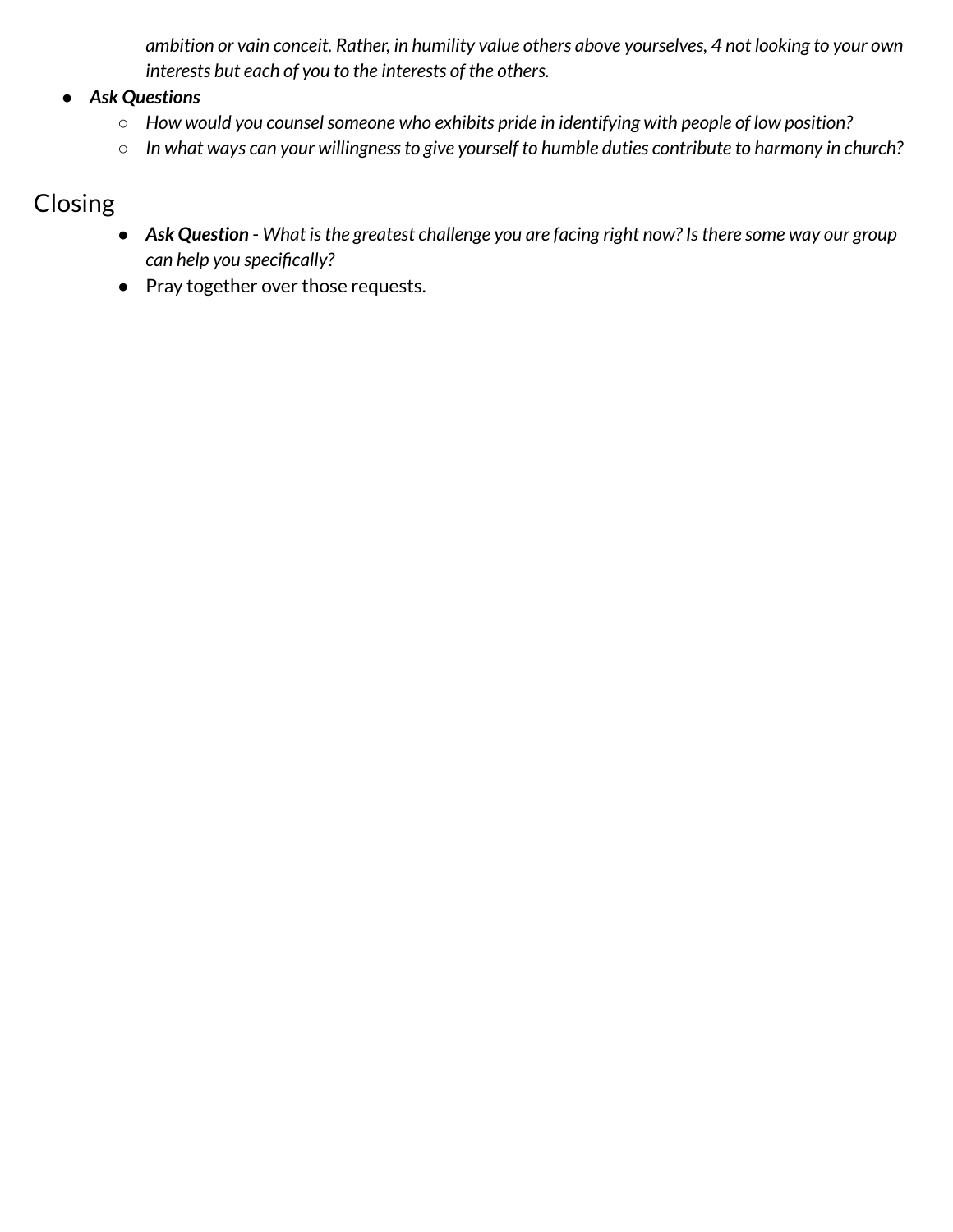*ambition or vain conceit. Rather, in humility value others above yourselves, 4 not looking to your own interests but each of you to the interests of the others.*

- ***Ask Questions***
  - *How would you counsel someone who exhibits pride in identifying with people of low position?*
  - *In what ways can your willingness to give yourself to humble duties contribute to harmony in church?*

## Closing

- ***Ask Question*** *- What is the greatest challenge you are facing right now? Is there some way our group can help you specifically?*
- Pray together over those requests.